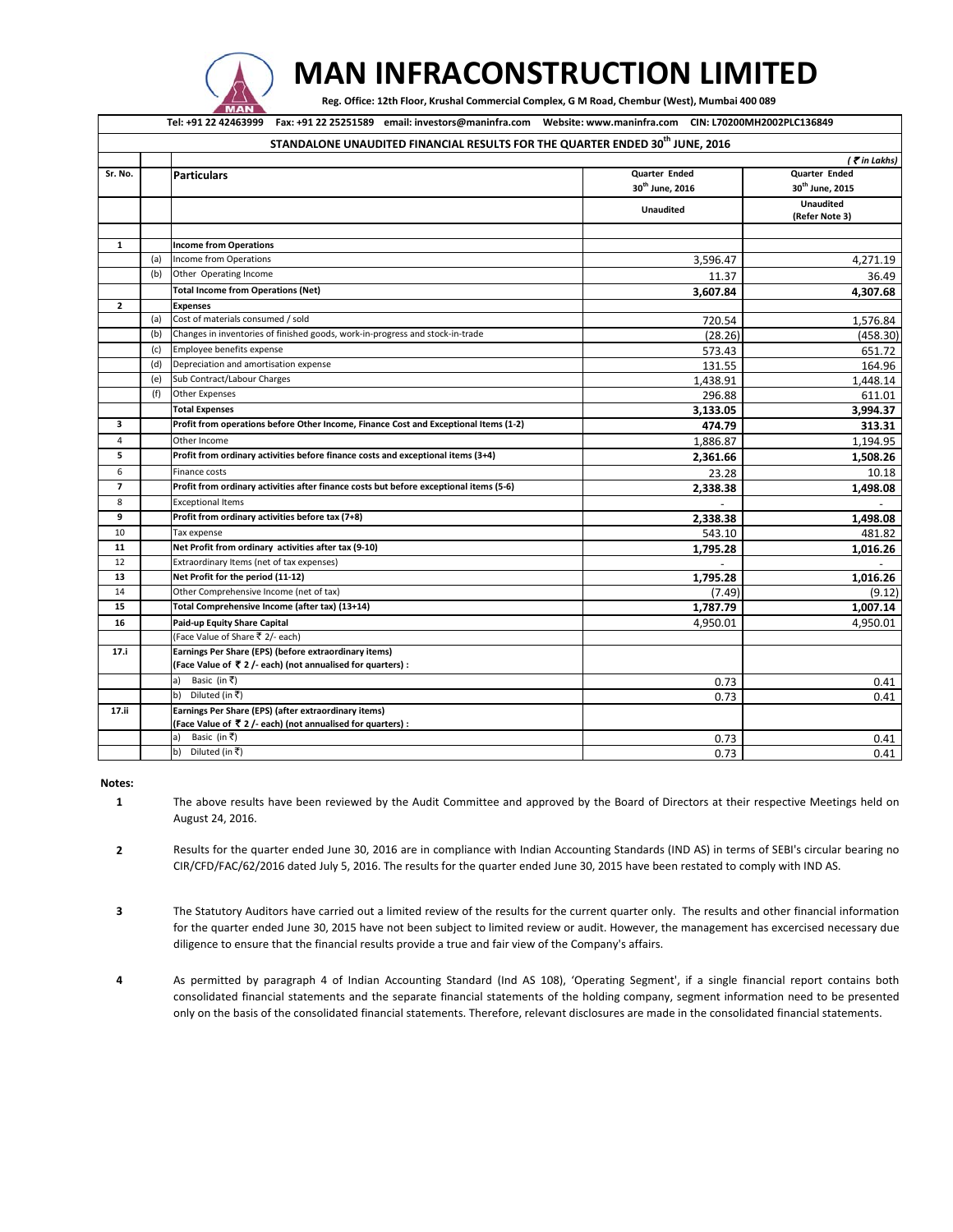# MAN INFRACONSTRUCTION LIMITED

**Reg. Office: 12th Floor, Krushal Commercial Complex, G M Road, Chembur (West), Mumbai 400 089**

**Tel: +91 22 42463999 Fax: +91 22 25251589 email: investors@maninfra.com Website: www.maninfra.com CIN: L70200MH2002PLC136849**

## STANDALONE UNAUDITED FINANCIAL RESULTS FOR THE QUARTER ENDED 30th JUNE, 2016

*( ₹ in Lakhs)*

| Sr. No. | | Particulars | Quarter Ended 30th June, 2016 | Quarter Ended 30th June, 2015 |
|---|---|---|---|---|
| | | | Unaudited | Unaudited (Refer Note 3) |
| **1** | | **Income from Operations** | | |
| | (a) | Income from Operations | 3,596.47 | 4,271.19 |
| | (b) | Other Operating Income | 11.37 | 36.49 |
| | | **Total Income from Operations (Net)** | **3,607.84** | **4,307.68** |
| **2** | | **Expenses** | | |
| | (a) | Cost of materials consumed / sold | 720.54 | 1,576.84 |
| | (b) | Changes in inventories of finished goods, work-in-progress and stock-in-trade | (28.26) | (458.30) |
| | (c) | Employee benefits expense | 573.43 | 651.72 |
| | (d) | Depreciation and amortisation expense | 131.55 | 164.96 |
| | (e) | Sub Contract/Labour Charges | 1,438.91 | 1,448.14 |
| | (f) | Other Expenses | 296.88 | 611.01 |
| | | **Total Expenses** | **3,133.05** | **3,994.37** |
| **3** | | **Profit from operations before Other Income, Finance Cost and Exceptional Items (1-2)** | **474.79** | **313.31** |
| 4 | | Other Income | 1,886.87 | 1,194.95 |
| **5** | | **Profit from ordinary activities before finance costs and exceptional items (3+4)** | **2,361.66** | **1,508.26** |
| 6 | | Finance costs | 23.28 | 10.18 |
| **7** | | **Profit from ordinary activities after finance costs but before exceptional items (5-6)** | **2,338.38** | **1,498.08** |
| 8 | | Exceptional Items | - | - |
| **9** | | **Profit from ordinary activities before tax (7+8)** | **2,338.38** | **1,498.08** |
| 10 | | Tax expense | 543.10 | 481.82 |
| **11** | | **Net Profit from ordinary activities after tax (9-10)** | **1,795.28** | **1,016.26** |
| 12 | | Extraordinary Items (net of tax expenses) | - | - |
| **13** | | **Net Profit for the period (11-12)** | **1,795.28** | **1,016.26** |
| 14 | | Other Comprehensive Income (net of tax) | (7.49) | (9.12) |
| **15** | | **Total Comprehensive Income (after tax) (13+14)** | **1,787.79** | **1,007.14** |
| **16** | | **Paid-up Equity Share Capital** | 4,950.01 | 4,950.01 |
| | | (Face Value of Share ₹ 2/- each) | | |
| **17.i** | | **Earnings Per Share (EPS) (before extraordinary items) (Face Value of ₹ 2 /- each) (not annualised for quarters) :** | | |
| | | a) Basic (in ₹) | 0.73 | 0.41 |
| | | b) Diluted (in ₹) | 0.73 | 0.41 |
| **17.ii** | | **Earnings Per Share (EPS) (after extraordinary items) (Face Value of ₹ 2 /- each) (not annualised for quarters) :** | | |
| | | a) Basic (in ₹) | 0.73 | 0.41 |
| | | b) Diluted (in ₹) | 0.73 | 0.41 |

**Notes:**

1. The above results have been reviewed by the Audit Committee and approved by the Board of Directors at their respective Meetings held on August 24, 2016.

2. Results for the quarter ended June 30, 2016 are in compliance with Indian Accounting Standards (IND AS) in terms of SEBI's circular bearing no CIR/CFD/FAC/62/2016 dated July 5, 2016. The results for the quarter ended June 30, 2015 have been restated to comply with IND AS.

3. The Statutory Auditors have carried out a limited review of the results for the current quarter only. The results and other financial information for the quarter ended June 30, 2015 have not been subject to limited review or audit. However, the management has excercised necessary due diligence to ensure that the financial results provide a true and fair view of the Company's affairs.

4. As permitted by paragraph 4 of Indian Accounting Standard (Ind AS 108), 'Operating Segment', if a single financial report contains both consolidated financial statements and the separate financial statements of the holding company, segment information need to be presented only on the basis of the consolidated financial statements. Therefore, relevant disclosures are made in the consolidated financial statements.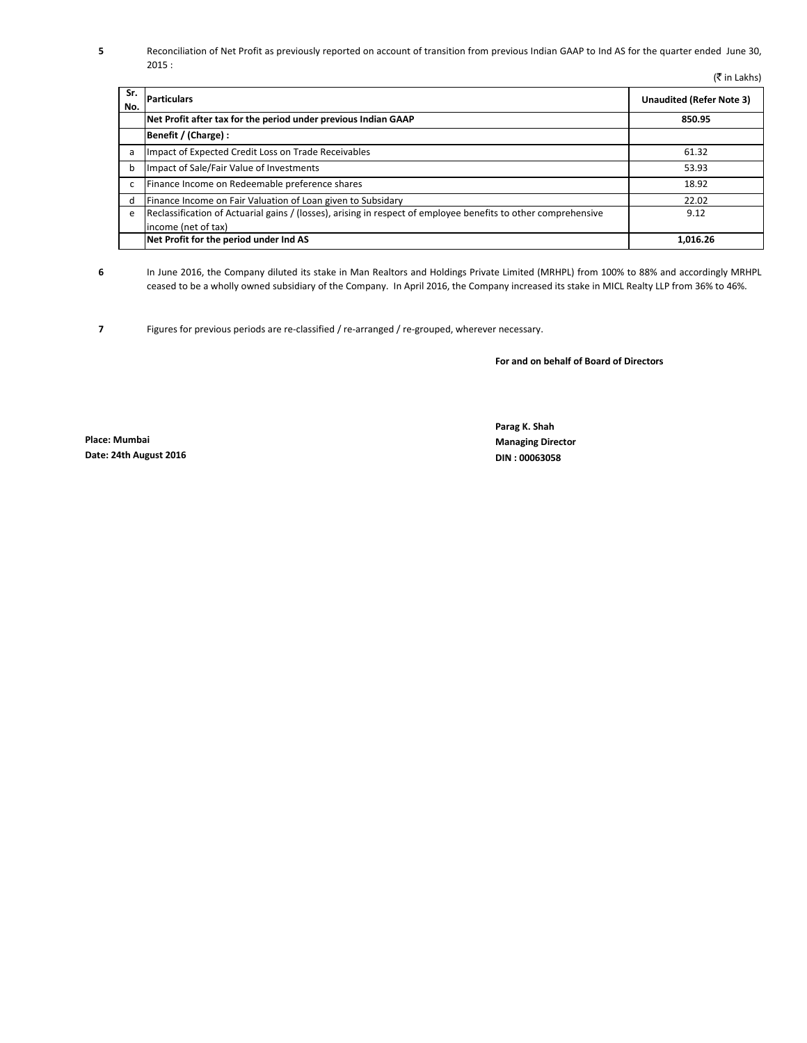5 Reconciliation of Net Profit as previously reported on account of transition from previous Indian GAAP to Ind AS for the quarter ended June 30, 2015 :

(₹ in Lakhs)

| Sr. No. | Particulars | Unaudited (Refer Note 3) |
|---|---|---|
| | **Net Profit after tax for the period under previous Indian GAAP** | **850.95** |
| | **Benefit / (Charge) :** | |
| a | Impact of Expected Credit Loss on Trade Receivables | 61.32 |
| b | Impact of Sale/Fair Value of Investments | 53.93 |
| c | Finance Income on Redeemable preference shares | 18.92 |
| d | Finance Income on Fair Valuation of Loan given to Subsidary | 22.02 |
| e | Reclassification of Actuarial gains / (losses), arising in respect of employee benefits to other comprehensive income (net of tax) | 9.12 |
| | **Net Profit for the period under Ind AS** | **1,016.26** |

6 In June 2016, the Company diluted its stake in Man Realtors and Holdings Private Limited (MRHPL) from 100% to 88% and accordingly MRHPL ceased to be a wholly owned subsidiary of the Company. In April 2016, the Company increased its stake in MICL Realty LLP from 36% to 46%.

7 Figures for previous periods are re-classified / re-arranged / re-grouped, wherever necessary.

**For and on behalf of Board of Directors**

**Parag K. Shah**
**Managing Director**
**DIN : 00063058**

**Place: Mumbai**
**Date: 24th August 2016**